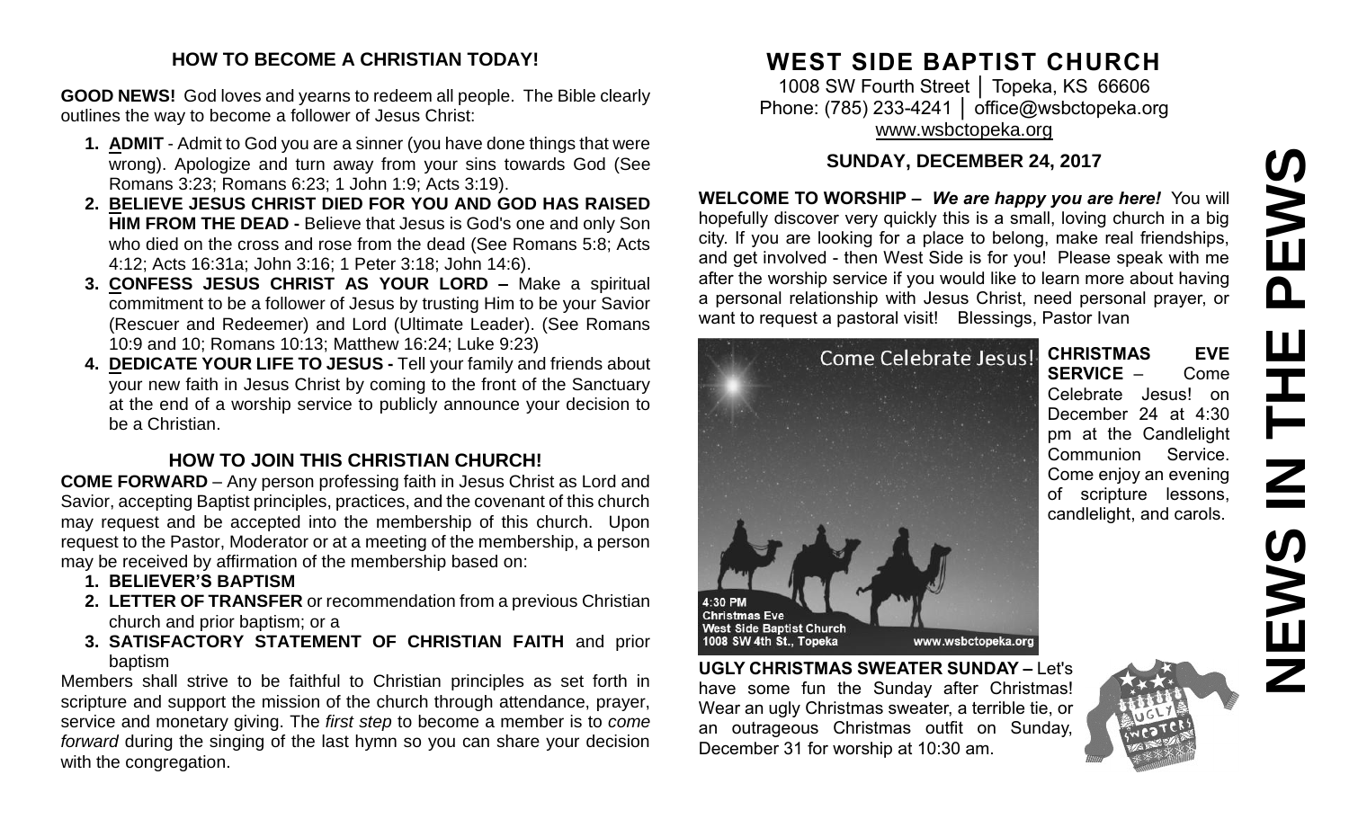## HOW TO BECOME A CHRISTIAN TODAY!

**GOOD NEWS!** God loves and yearns to redeem all people. The Bible clearly outlines the way to become a follower of Jesus Christ:

1. **ADMIT** - Admit to God you are a sinner (you have done things that were wrong). Apologize and turn away from your sins towards God (See Romans 3:23; Romans 6:23; 1 John 1:9; Acts 3:19).
2. **BELIEVE JESUS CHRIST DIED FOR YOU AND GOD HAS RAISED HIM FROM THE DEAD -** Believe that Jesus is God's one and only Son who died on the cross and rose from the dead (See Romans 5:8; Acts 4:12; Acts 16:31a; John 3:16; 1 Peter 3:18; John 14:6).
3. **CONFESS JESUS CHRIST AS YOUR LORD –** Make a spiritual commitment to be a follower of Jesus by trusting Him to be your Savior (Rescuer and Redeemer) and Lord (Ultimate Leader). (See Romans 10:9 and 10; Romans 10:13; Matthew 16:24; Luke 9:23)
4. **DEDICATE YOUR LIFE TO JESUS -** Tell your family and friends about your new faith in Jesus Christ by coming to the front of the Sanctuary at the end of a worship service to publicly announce your decision to be a Christian.

## HOW TO JOIN THIS CHRISTIAN CHURCH!

**COME FORWARD** – Any person professing faith in Jesus Christ as Lord and Savior, accepting Baptist principles, practices, and the covenant of this church may request and be accepted into the membership of this church. Upon request to the Pastor, Moderator or at a meeting of the membership, a person may be received by affirmation of the membership based on:

1. **BELIEVER'S BAPTISM**
2. **LETTER OF TRANSFER** or recommendation from a previous Christian church and prior baptism; or a
3. **SATISFACTORY STATEMENT OF CHRISTIAN FAITH** and prior baptism

Members shall strive to be faithful to Christian principles as set forth in scripture and support the mission of the church through attendance, prayer, service and monetary giving. The *first step* to become a member is to *come forward* during the singing of the last hymn so you can share your decision with the congregation.

# WEST SIDE BAPTIST CHURCH

1008 SW Fourth Street │ Topeka, KS 66606
Phone: (785) 233-4241 │ office@wsbctopeka.org
www.wsbctopeka.org

### SUNDAY, DECEMBER 24, 2017

**WELCOME TO WORSHIP –** ***We are happy you are here!*** You will hopefully discover very quickly this is a small, loving church in a big city. If you are looking for a place to belong, make real friendships, and get involved - then West Side is for you! Please speak with me after the worship service if you would like to learn more about having a personal relationship with Jesus Christ, need personal prayer, or want to request a pastoral visit! Blessings, Pastor Ivan

Come Celebrate Jesus!
4:30 PM
Christmas Eve
West Side Baptist Church
1008 SW 4th St., Topeka
www.wsbctopeka.org

**CHRISTMAS EVE SERVICE** – Come Celebrate Jesus! on December 24 at 4:30 pm at the Candlelight Communion Service. Come enjoy an evening of scripture lessons, candlelight, and carols.

**UGLY CHRISTMAS SWEATER SUNDAY –** Let's have some fun the Sunday after Christmas! Wear an ugly Christmas sweater, a terrible tie, or an outrageous Christmas outfit on Sunday, December 31 for worship at 10:30 am.

# NEWS IN THE PEWS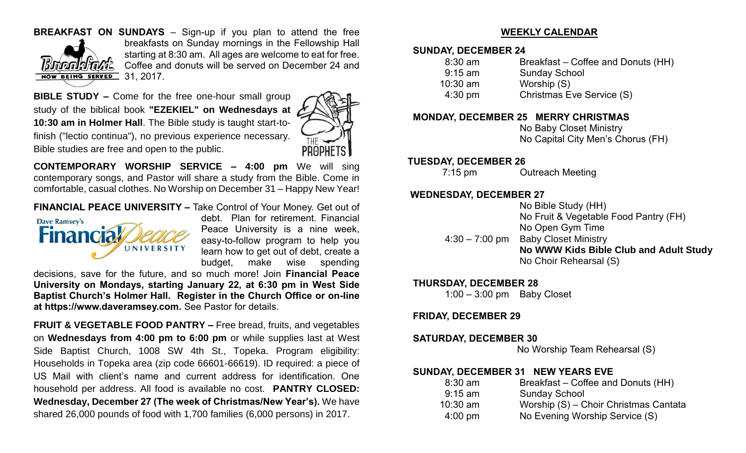**BREAKFAST ON SUNDAYS** – Sign-up if you plan to attend the free breakfasts on Sunday mornings in the Fellowship Hall starting at 8:30 am. All ages are welcome to eat for free. Coffee and donuts will be served on December 24 and 31, 2017.

**BIBLE STUDY –** Come for the free one-hour small group study of the biblical book **"EZEKIEL" on Wednesdays at 10:30 am in Holmer Hall**. The Bible study is taught start-to-finish ("lectio continua"), no previous experience necessary. Bible studies are free and open to the public.

**CONTEMPORARY WORSHIP SERVICE – 4:00 pm** We will sing contemporary songs, and Pastor will share a study from the Bible. Come in comfortable, casual clothes. No Worship on December 31 – Happy New Year!

**FINANCIAL PEACE UNIVERSITY –** Take Control of Your Money. Get out of debt. Plan for retirement. Financial Peace University is a nine week, easy-to-follow program to help you learn how to get out of debt, create a budget, make wise spending decisions, save for the future, and so much more! Join **Financial Peace University on Mondays, starting January 22, at 6:30 pm in West Side Baptist Church's Holmer Hall. Register in the Church Office or on-line at https://www.daveramsey.com.** See Pastor for details.

**FRUIT & VEGETABLE FOOD PANTRY –** Free bread, fruits, and vegetables on **Wednesdays from 4:00 pm to 6:00 pm** or while supplies last at West Side Baptist Church, 1008 SW 4th St., Topeka. Program eligibility: Households in Topeka area (zip code 66601-66619). ID required: a piece of US Mail with client's name and current address for identification. One household per address. All food is available no cost. **PANTRY CLOSED: Wednesday, December 27 (The week of Christmas/New Year's).** We have shared 26,000 pounds of food with 1,700 families (6,000 persons) in 2017.

## WEEKLY CALENDAR

**SUNDAY, DECEMBER 24**

| | |
|---|---|
| 8:30 am | Breakfast – Coffee and Donuts (HH) |
| 9:15 am | Sunday School |
| 10:30 am | Worship (S) |
| 4:30 pm | Christmas Eve Service (S) |

**MONDAY, DECEMBER 25 MERRY CHRISTMAS**

No Baby Closet Ministry
No Capital City Men's Chorus (FH)

**TUESDAY, DECEMBER 26**

| | |
|---|---|
| 7:15 pm | Outreach Meeting |

**WEDNESDAY, DECEMBER 27**

| | |
|---|---|
| | No Bible Study (HH) |
| | No Fruit & Vegetable Food Pantry (FH) |
| | No Open Gym Time |
| 4:30 – 7:00 pm | Baby Closet Ministry |
| | **No WWW Kids Bible Club and Adult Study** |
| | No Choir Rehearsal (S) |

**THURSDAY, DECEMBER 28**

| | |
|---|---|
| 1:00 – 3:00 pm | Baby Closet |

**FRIDAY, DECEMBER 29**

**SATURDAY, DECEMBER 30**

No Worship Team Rehearsal (S)

**SUNDAY, DECEMBER 31 NEW YEARS EVE**

| | |
|---|---|
| 8:30 am | Breakfast – Coffee and Donuts (HH) |
| 9:15 am | Sunday School |
| 10:30 am | Worship (S) – Choir Christmas Cantata |
| 4:00 pm | No Evening Worship Service (S) |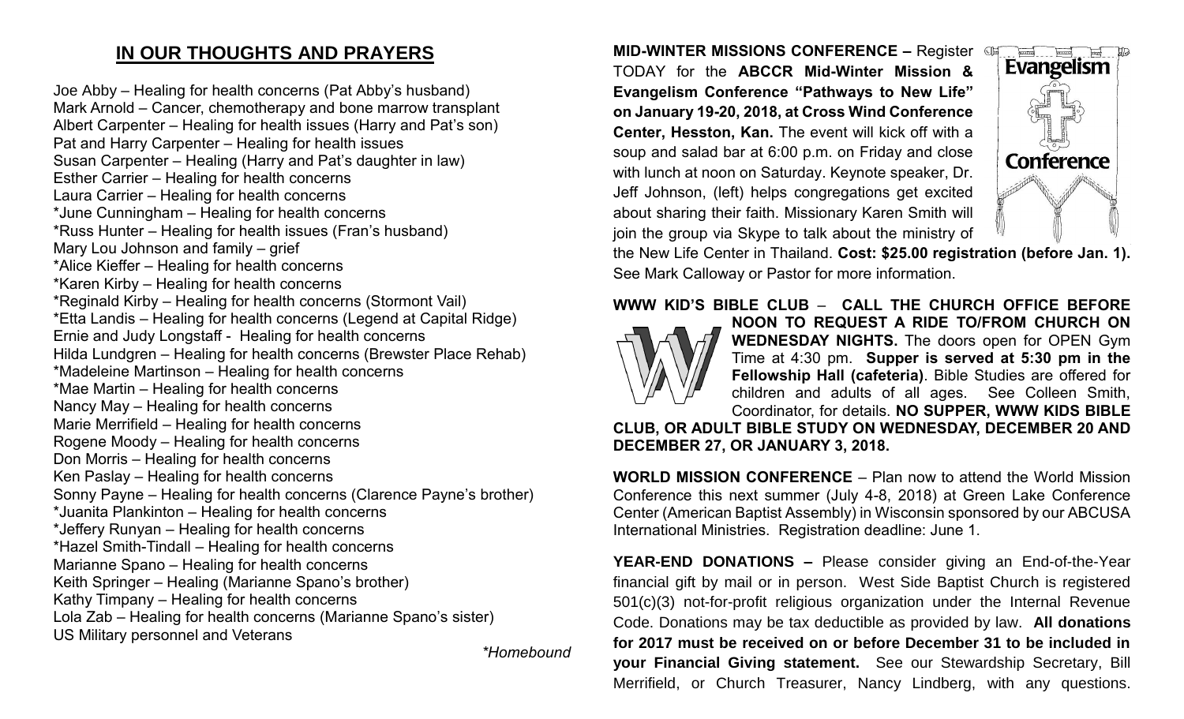## IN OUR THOUGHTS AND PRAYERS

Joe Abby – Healing for health concerns (Pat Abby's husband)
Mark Arnold – Cancer, chemotherapy and bone marrow transplant
Albert Carpenter – Healing for health issues (Harry and Pat's son)
Pat and Harry Carpenter – Healing for health issues
Susan Carpenter – Healing (Harry and Pat's daughter in law)
Esther Carrier – Healing for health concerns
Laura Carrier – Healing for health concerns
*June Cunningham – Healing for health concerns
*Russ Hunter – Healing for health issues (Fran's husband)
Mary Lou Johnson and family – grief
*Alice Kieffer – Healing for health concerns
*Karen Kirby – Healing for health concerns
*Reginald Kirby – Healing for health concerns (Stormont Vail)
*Etta Landis – Healing for health concerns (Legend at Capital Ridge)
Ernie and Judy Longstaff - Healing for health concerns
Hilda Lundgren – Healing for health concerns (Brewster Place Rehab)
*Madeleine Martinson – Healing for health concerns
*Mae Martin – Healing for health concerns
Nancy May – Healing for health concerns
Marie Merrifield – Healing for health concerns
Rogene Moody – Healing for health concerns
Don Morris – Healing for health concerns
Ken Paslay – Healing for health concerns
Sonny Payne – Healing for health concerns (Clarence Payne's brother)
*Juanita Plankinton – Healing for health concerns
*Jeffery Runyan – Healing for health concerns
*Hazel Smith-Tindall – Healing for health concerns
Marianne Spano – Healing for health concerns
Keith Springer – Healing (Marianne Spano's brother)
Kathy Timpany – Healing for health concerns
Lola Zab – Healing for health concerns (Marianne Spano's sister)
US Military personnel and Veterans

*\*Homebound*

**MID-WINTER MISSIONS CONFERENCE –** Register TODAY for the **ABCCR Mid-Winter Mission & Evangelism Conference "Pathways to New Life" on January 19-20, 2018, at Cross Wind Conference Center, Hesston, Kan.** The event will kick off with a soup and salad bar at 6:00 p.m. on Friday and close with lunch at noon on Saturday. Keynote speaker, Dr. Jeff Johnson, (left) helps congregations get excited about sharing their faith. Missionary Karen Smith will join the group via Skype to talk about the ministry of the New Life Center in Thailand. **Cost: $25.00 registration (before Jan. 1).** See Mark Calloway or Pastor for more information.

**WWW KID'S BIBLE CLUB – CALL THE CHURCH OFFICE BEFORE NOON TO REQUEST A RIDE TO/FROM CHURCH ON WEDNESDAY NIGHTS.** The doors open for OPEN Gym Time at 4:30 pm. **Supper is served at 5:30 pm in the Fellowship Hall (cafeteria)**. Bible Studies are offered for children and adults of all ages. See Colleen Smith, Coordinator, for details. **NO SUPPER, WWW KIDS BIBLE CLUB, OR ADULT BIBLE STUDY ON WEDNESDAY, DECEMBER 20 AND DECEMBER 27, OR JANUARY 3, 2018.**

**WORLD MISSION CONFERENCE** – Plan now to attend the World Mission Conference this next summer (July 4-8, 2018) at Green Lake Conference Center (American Baptist Assembly) in Wisconsin sponsored by our ABCUSA International Ministries. Registration deadline: June 1.

**YEAR-END DONATIONS –** Please consider giving an End-of-the-Year financial gift by mail or in person. West Side Baptist Church is registered 501(c)(3) not-for-profit religious organization under the Internal Revenue Code. Donations may be tax deductible as provided by law. **All donations for 2017 must be received on or before December 31 to be included in your Financial Giving statement.** See our Stewardship Secretary, Bill Merrifield, or Church Treasurer, Nancy Lindberg, with any questions.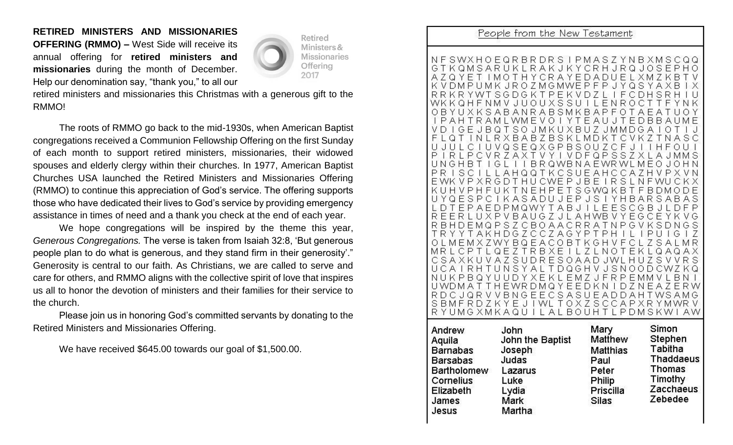**RETIRED MINISTERS AND MISSIONARIES OFFERING (RMMO) –** West Side will receive its annual offering for **retired ministers and missionaries** during the month of December. Help our denomination say, "thank you," to all our retired ministers and missionaries this Christmas with a generous gift to the RMMO!

Retired Ministers & Missionaries Offering 2017

The roots of RMMO go back to the mid-1930s, when American Baptist congregations received a Communion Fellowship Offering on the first Sunday of each month to support retired ministers, missionaries, their widowed spouses and elderly clergy within their churches. In 1977, American Baptist Churches USA launched the Retired Ministers and Missionaries Offering (RMMO) to continue this appreciation of God's service. The offering supports those who have dedicated their lives to God's service by providing emergency assistance in times of need and a thank you check at the end of each year.

We hope congregations will be inspired by the theme this year, *Generous Congregations.* The verse is taken from Isaiah 32:8, 'But generous people plan to do what is generous, and they stand firm in their generosity'." Generosity is central to our faith. As Christians, we are called to serve and care for others, and RMMO aligns with the collective spirit of love that inspires us all to honor the devotion of ministers and their families for their service to the church.

Please join us in honoring God's committed servants by donating to the Retired Ministers and Missionaries Offering.

We have received $645.00 towards our goal of $1,500.00.

## People from the New Testament

```
N F S W X H O E Q R B R D R S I P M A S Z Y N B X M S C Q Q
G T K Q M S A R U K L R A K J K Y C R H J R Q J O S E P H O
A Z Q Y E T I M O T H Y C R A Y E D A D U E L X M Z K B T V
K V D M P U M K J R O Z M G M W E P F P J Y Q S Y A X B I X
R R K R Y W T S G D G K T P E K V D Z L I F C D H S R H I U
W K K Q H F N M V J U O U X S S U I L E N R O C T T F Y N K
O B Y U X K S A B A N R A B S M K B A P F O T A E A T U O Y
I P A H T R A M L W M E V O I Y T E A U J T E D B B A U M E
V D I G E J B Q T S O J M K U X B U Z J M M D G A I O T I J
F L Q T I N L R X B A B Z B S K L M D K T C V K Z T N A S C
U J U L C I U V Q S E Q X G P B S O U Z C F J I I H F O U I
P I R L P C V R Z A X T V Y I V D F Q P S S Z X L A J M M S
U N G H B T I G L I I B R Q W B N A E W R W L M E O J O H N
P R I S C I L L A H Q Q T K C S U E A H C C A Z H V P X V N
E W K V P X R G D T H U C W E P J B E I R S L N F W U C K X
K U H V P H F U K T N E H P E T S G W Q K B T F B D M O D E
U Y Q E S P C I K A S A D U J E P J S I Y H B A R S A B A S
L D T E P A E D P M Q W Y T A B J I L E E S C G B J L D F P
R E E R L U X P V B A U G Z J L A H W B V Y E G C E Y K V G
R B H D E M Q P S Z C B O A A C R R A T N P G V K S D N G S
T R Y Y T A K H D G Z C C Z A G Y P T P H I L I P U I G I Z
O L M E M X Z W Y B Q E A C O B T K G H V F C L Z S A L M R
M R L C P T L Q E Z T R B X E I L Z L N O T E K L Q A Q A X
C S A X K U V A Z S U D R E S O A A D J W L H U Z S V V R S
U C A I R H T U N S Y A L T D Q G H V J S N O O D C W Z K Q
N U K P B Q Y U U D Y X E K L E M Z J F R P E M M V L B N I
U W D M A T T H E W R D M Q Y E E D K N I D Z N E A Z E R W
R D C J Q R V V B N G E E C S A S U E A D D A H T W S A M G
S B M F R D Z K Y E J I W L T O X Z S C C A P X R Y M W R V
R Y U M G X M K A Q U I L A L B O U H T L P D M S K W I A W
```

Andrew
Aquila
Barnabas
Barsabas
Bartholomew
Cornelius
Elizabeth
James
Jesus
John
John the Baptist
Joseph
Judas
Lazarus
Luke
Lydia
Mark
Martha
Mary
Matthew
Matthias
Paul
Peter
Philip
Priscilla
Silas
Simon
Stephen
Tabitha
Thaddaeus
Thomas
Timothy
Zacchaeus
Zebedee